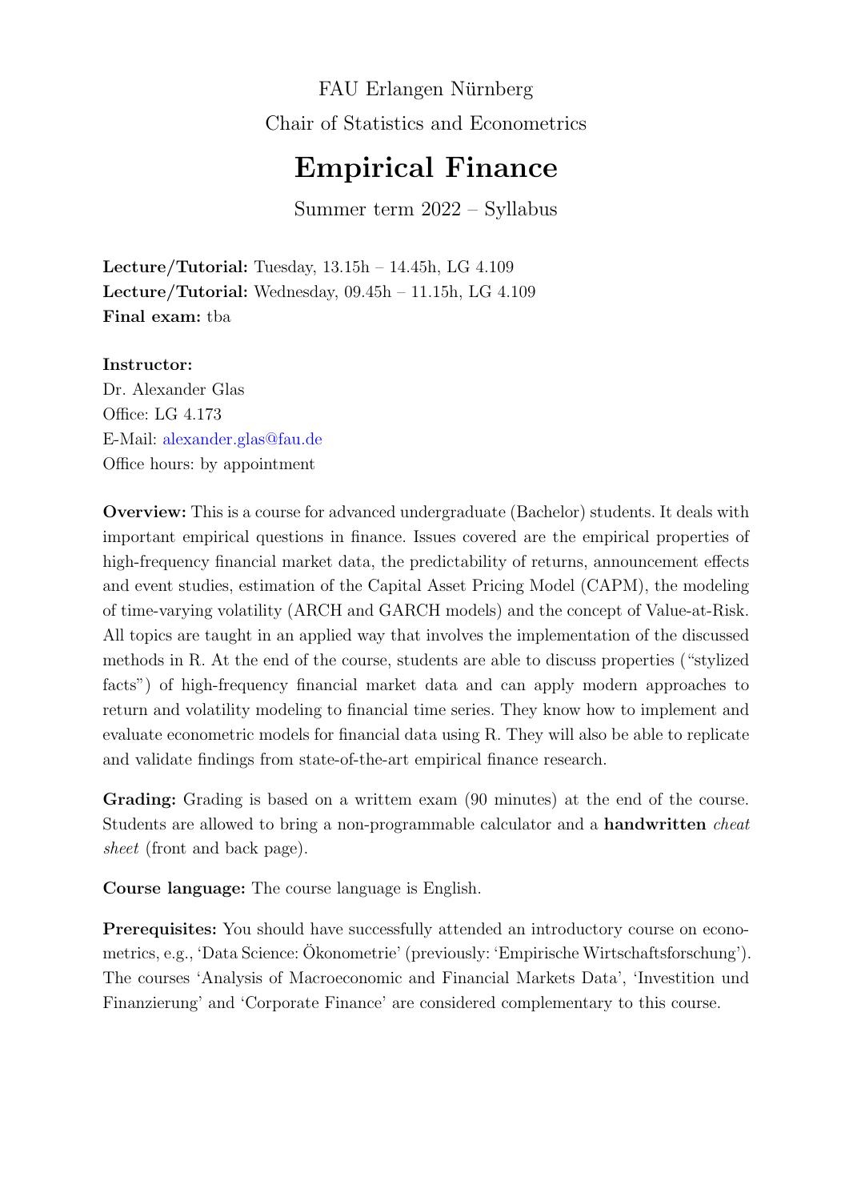FAU Erlangen Nürnberg

Chair of Statistics and Econometrics

# Empirical Finance

Summer term 2022 – Syllabus

**Lecture/Tutorial:** Tuesday, 13.15h – 14.45h, LG 4.109
**Lecture/Tutorial:** Wednesday, 09.45h – 11.15h, LG 4.109
**Final exam:** tba

**Instructor:**
Dr. Alexander Glas
Office: LG 4.173
E-Mail: alexander.glas@fau.de
Office hours: by appointment

**Overview:** This is a course for advanced undergraduate (Bachelor) students. It deals with important empirical questions in finance. Issues covered are the empirical properties of high-frequency financial market data, the predictability of returns, announcement effects and event studies, estimation of the Capital Asset Pricing Model (CAPM), the modeling of time-varying volatility (ARCH and GARCH models) and the concept of Value-at-Risk. All topics are taught in an applied way that involves the implementation of the discussed methods in R. At the end of the course, students are able to discuss properties ("stylized facts") of high-frequency financial market data and can apply modern approaches to return and volatility modeling to financial time series. They know how to implement and evaluate econometric models for financial data using R. They will also be able to replicate and validate findings from state-of-the-art empirical finance research.

**Grading:** Grading is based on a writtem exam (90 minutes) at the end of the course. Students are allowed to bring a non-programmable calculator and a **handwritten** *cheat sheet* (front and back page).

**Course language:** The course language is English.

**Prerequisites:** You should have successfully attended an introductory course on econometrics, e.g., 'Data Science: Ökonometrie' (previously: 'Empirische Wirtschaftsforschung'). The courses 'Analysis of Macroeconomic and Financial Markets Data', 'Investition und Finanzierung' and 'Corporate Finance' are considered complementary to this course.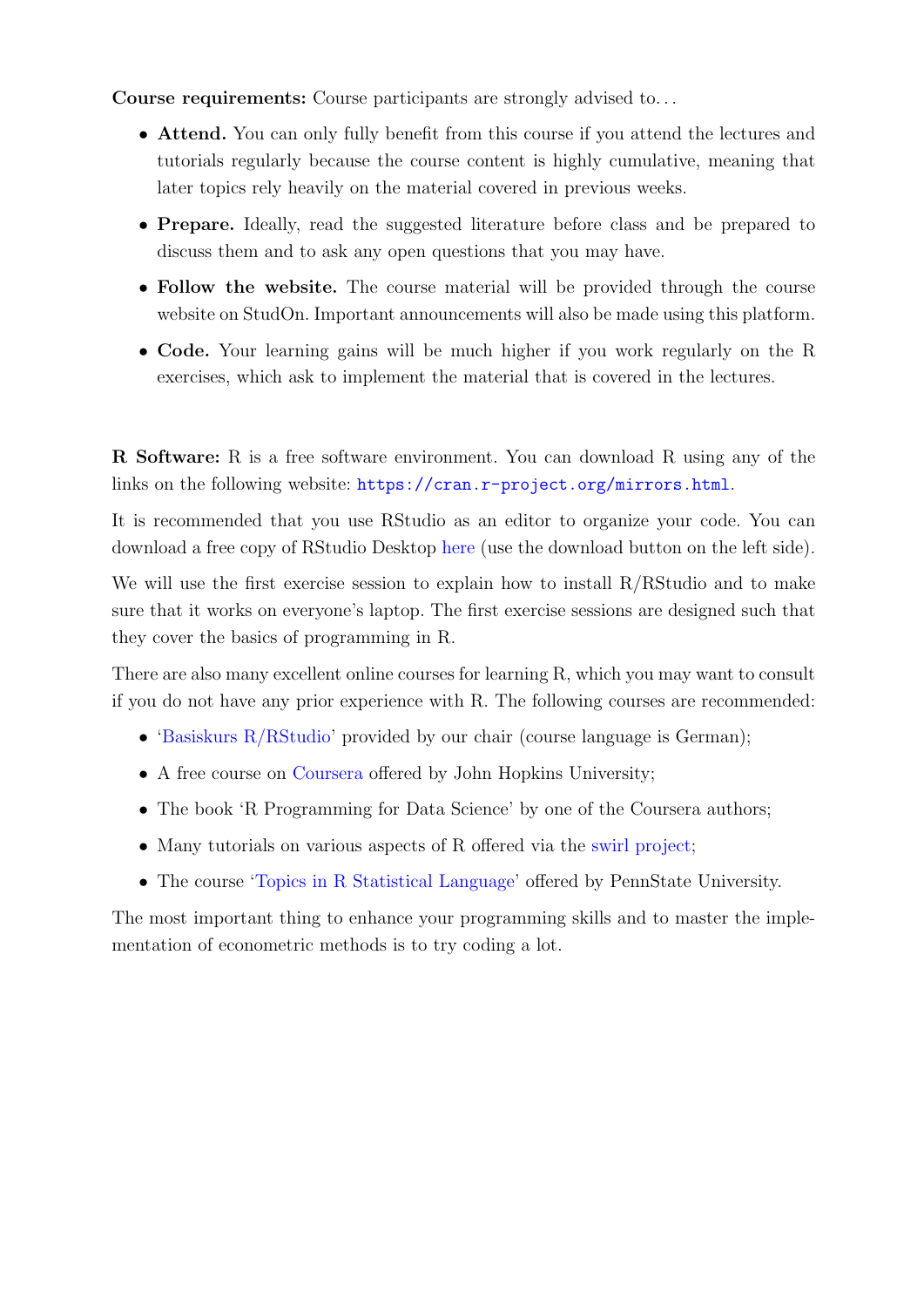**Course requirements:** Course participants are strongly advised to. . .

- **Attend.** You can only fully benefit from this course if you attend the lectures and tutorials regularly because the course content is highly cumulative, meaning that later topics rely heavily on the material covered in previous weeks.
- **Prepare.** Ideally, read the suggested literature before class and be prepared to discuss them and to ask any open questions that you may have.
- **Follow the website.** The course material will be provided through the course website on StudOn. Important announcements will also be made using this platform.
- **Code.** Your learning gains will be much higher if you work regularly on the R exercises, which ask to implement the material that is covered in the lectures.

**R Software:** R is a free software environment. You can download R using any of the links on the following website: `https://cran.r-project.org/mirrors.html`.

It is recommended that you use RStudio as an editor to organize your code. You can download a free copy of RStudio Desktop here (use the download button on the left side).

We will use the first exercise session to explain how to install R/RStudio and to make sure that it works on everyone's laptop. The first exercise sessions are designed such that they cover the basics of programming in R.

There are also many excellent online courses for learning R, which you may want to consult if you do not have any prior experience with R. The following courses are recommended:

- 'Basiskurs R/RStudio' provided by our chair (course language is German);
- A free course on Coursera offered by John Hopkins University;
- The book 'R Programming for Data Science' by one of the Coursera authors;
- Many tutorials on various aspects of R offered via the swirl project;
- The course 'Topics in R Statistical Language' offered by PennState University.

The most important thing to enhance your programming skills and to master the implementation of econometric methods is to try coding a lot.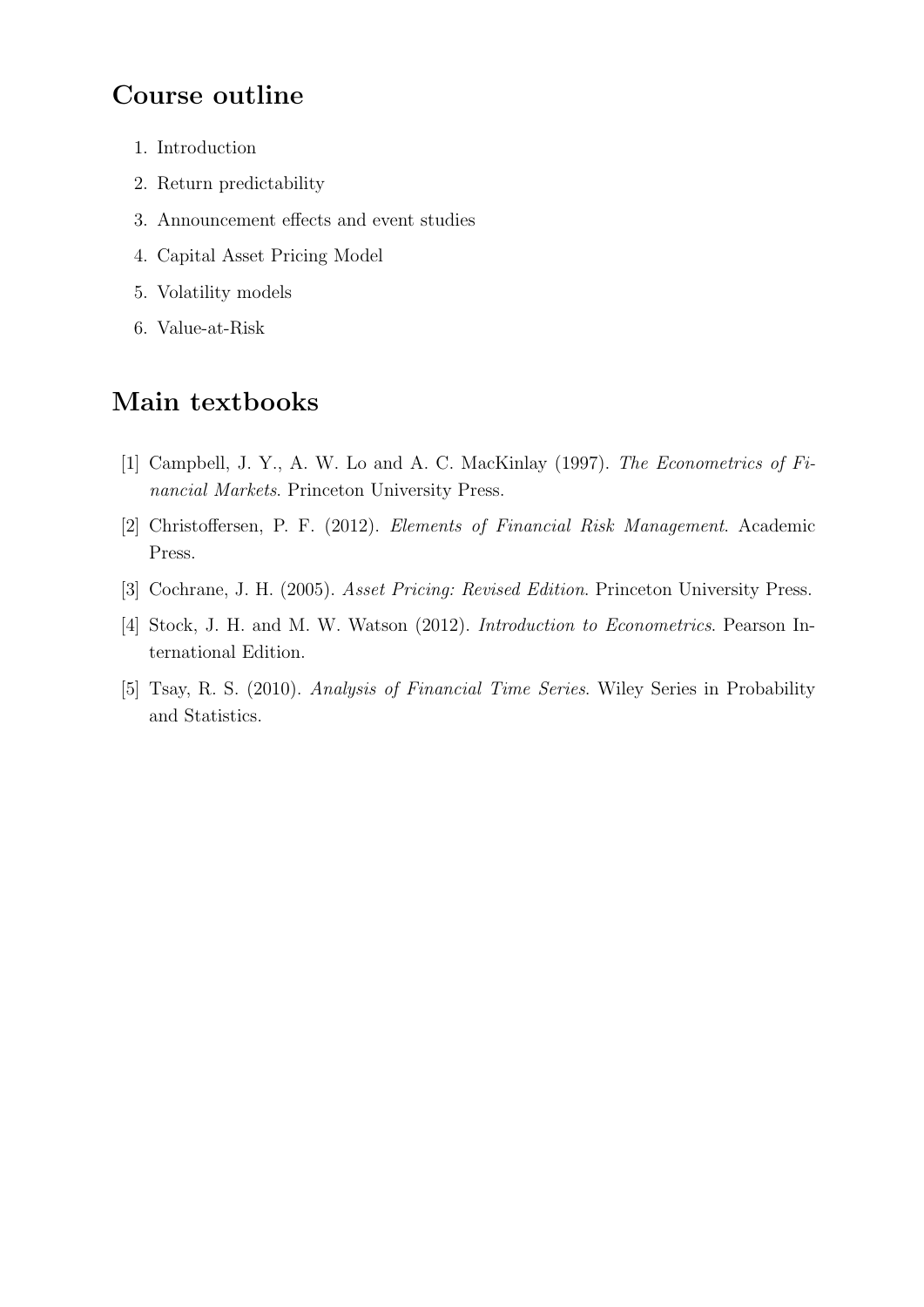## Course outline

1. Introduction
2. Return predictability
3. Announcement effects and event studies
4. Capital Asset Pricing Model
5. Volatility models
6. Value-at-Risk

## Main textbooks

[1] Campbell, J. Y., A. W. Lo and A. C. MacKinlay (1997). *The Econometrics of Financial Markets*. Princeton University Press.

[2] Christoffersen, P. F. (2012). *Elements of Financial Risk Management*. Academic Press.

[3] Cochrane, J. H. (2005). *Asset Pricing: Revised Edition*. Princeton University Press.

[4] Stock, J. H. and M. W. Watson (2012). *Introduction to Econometrics*. Pearson International Edition.

[5] Tsay, R. S. (2010). *Analysis of Financial Time Series*. Wiley Series in Probability and Statistics.